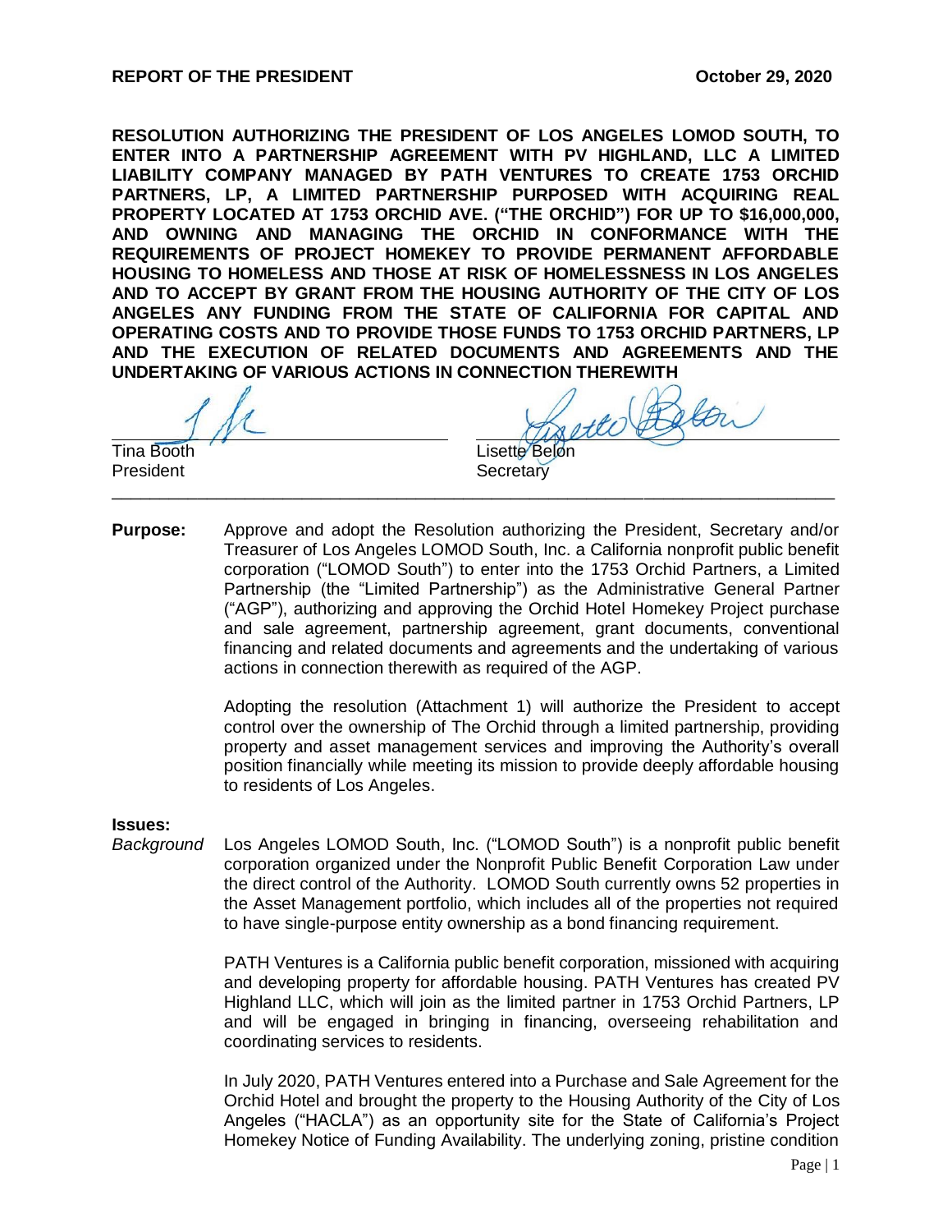**REPORT OF THE PRESIDENT** **October 29, 2020**

**RESOLUTION AUTHORIZING THE PRESIDENT OF LOS ANGELES LOMOD SOUTH, TO ENTER INTO A PARTNERSHIP AGREEMENT WITH PV HIGHLAND, LLC A LIMITED LIABILITY COMPANY MANAGED BY PATH VENTURES TO CREATE 1753 ORCHID PARTNERS, LP, A LIMITED PARTNERSHIP PURPOSED WITH ACQUIRING REAL PROPERTY LOCATED AT 1753 ORCHID AVE. ("THE ORCHID") FOR UP TO $16,000,000, AND OWNING AND MANAGING THE ORCHID IN CONFORMANCE WITH THE REQUIREMENTS OF PROJECT HOMEKEY TO PROVIDE PERMANENT AFFORDABLE HOUSING TO HOMELESS AND THOSE AT RISK OF HOMELESSNESS IN LOS ANGELES AND TO ACCEPT BY GRANT FROM THE HOUSING AUTHORITY OF THE CITY OF LOS ANGELES ANY FUNDING FROM THE STATE OF CALIFORNIA FOR CAPITAL AND OPERATING COSTS AND TO PROVIDE THOSE FUNDS TO 1753 ORCHID PARTNERS, LP AND THE EXECUTION OF RELATED DOCUMENTS AND AGREEMENTS AND THE UNDERTAKING OF VARIOUS ACTIONS IN CONNECTION THEREWITH**

| | |
|---|---|
| Tina Booth<br>President | Lisette Belon<br>Secretary |

---

**Purpose:** Approve and adopt the Resolution authorizing the President, Secretary and/or Treasurer of Los Angeles LOMOD South, Inc. a California nonprofit public benefit corporation ("LOMOD South") to enter into the 1753 Orchid Partners, a Limited Partnership (the "Limited Partnership") as the Administrative General Partner ("AGP"), authorizing and approving the Orchid Hotel Homekey Project purchase and sale agreement, partnership agreement, grant documents, conventional financing and related documents and agreements and the undertaking of various actions in connection therewith as required of the AGP.

Adopting the resolution (Attachment 1) will authorize the President to accept control over the ownership of The Orchid through a limited partnership, providing property and asset management services and improving the Authority's overall position financially while meeting its mission to provide deeply affordable housing to residents of Los Angeles.

**Issues:**

*Background* Los Angeles LOMOD South, Inc. ("LOMOD South") is a nonprofit public benefit corporation organized under the Nonprofit Public Benefit Corporation Law under the direct control of the Authority. LOMOD South currently owns 52 properties in the Asset Management portfolio, which includes all of the properties not required to have single-purpose entity ownership as a bond financing requirement.

PATH Ventures is a California public benefit corporation, missioned with acquiring and developing property for affordable housing. PATH Ventures has created PV Highland LLC, which will join as the limited partner in 1753 Orchid Partners, LP and will be engaged in bringing in financing, overseeing rehabilitation and coordinating services to residents.

In July 2020, PATH Ventures entered into a Purchase and Sale Agreement for the Orchid Hotel and brought the property to the Housing Authority of the City of Los Angeles ("HACLA") as an opportunity site for the State of California's Project Homekey Notice of Funding Availability. The underlying zoning, pristine condition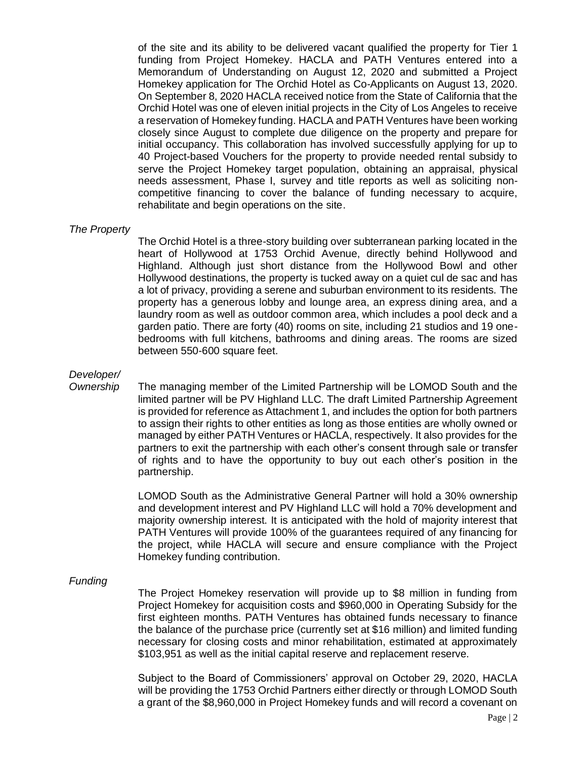of the site and its ability to be delivered vacant qualified the property for Tier 1 funding from Project Homekey. HACLA and PATH Ventures entered into a Memorandum of Understanding on August 12, 2020 and submitted a Project Homekey application for The Orchid Hotel as Co-Applicants on August 13, 2020. On September 8, 2020 HACLA received notice from the State of California that the Orchid Hotel was one of eleven initial projects in the City of Los Angeles to receive a reservation of Homekey funding. HACLA and PATH Ventures have been working closely since August to complete due diligence on the property and prepare for initial occupancy. This collaboration has involved successfully applying for up to 40 Project-based Vouchers for the property to provide needed rental subsidy to serve the Project Homekey target population, obtaining an appraisal, physical needs assessment, Phase I, survey and title reports as well as soliciting non-competitive financing to cover the balance of funding necessary to acquire, rehabilitate and begin operations on the site.

*The Property*

The Orchid Hotel is a three-story building over subterranean parking located in the heart of Hollywood at 1753 Orchid Avenue, directly behind Hollywood and Highland. Although just short distance from the Hollywood Bowl and other Hollywood destinations, the property is tucked away on a quiet cul de sac and has a lot of privacy, providing a serene and suburban environment to its residents. The property has a generous lobby and lounge area, an express dining area, and a laundry room as well as outdoor common area, which includes a pool deck and a garden patio. There are forty (40) rooms on site, including 21 studios and 19 one-bedrooms with full kitchens, bathrooms and dining areas. The rooms are sized between 550-600 square feet.

*Developer/ Ownership*

The managing member of the Limited Partnership will be LOMOD South and the limited partner will be PV Highland LLC. The draft Limited Partnership Agreement is provided for reference as Attachment 1, and includes the option for both partners to assign their rights to other entities as long as those entities are wholly owned or managed by either PATH Ventures or HACLA, respectively. It also provides for the partners to exit the partnership with each other's consent through sale or transfer of rights and to have the opportunity to buy out each other's position in the partnership.

LOMOD South as the Administrative General Partner will hold a 30% ownership and development interest and PV Highland LLC will hold a 70% development and majority ownership interest. It is anticipated with the hold of majority interest that PATH Ventures will provide 100% of the guarantees required of any financing for the project, while HACLA will secure and ensure compliance with the Project Homekey funding contribution.

*Funding*

The Project Homekey reservation will provide up to $8 million in funding from Project Homekey for acquisition costs and $960,000 in Operating Subsidy for the first eighteen months. PATH Ventures has obtained funds necessary to finance the balance of the purchase price (currently set at $16 million) and limited funding necessary for closing costs and minor rehabilitation, estimated at approximately $103,951 as well as the initial capital reserve and replacement reserve.

Subject to the Board of Commissioners' approval on October 29, 2020, HACLA will be providing the 1753 Orchid Partners either directly or through LOMOD South a grant of the $8,960,000 in Project Homekey funds and will record a covenant on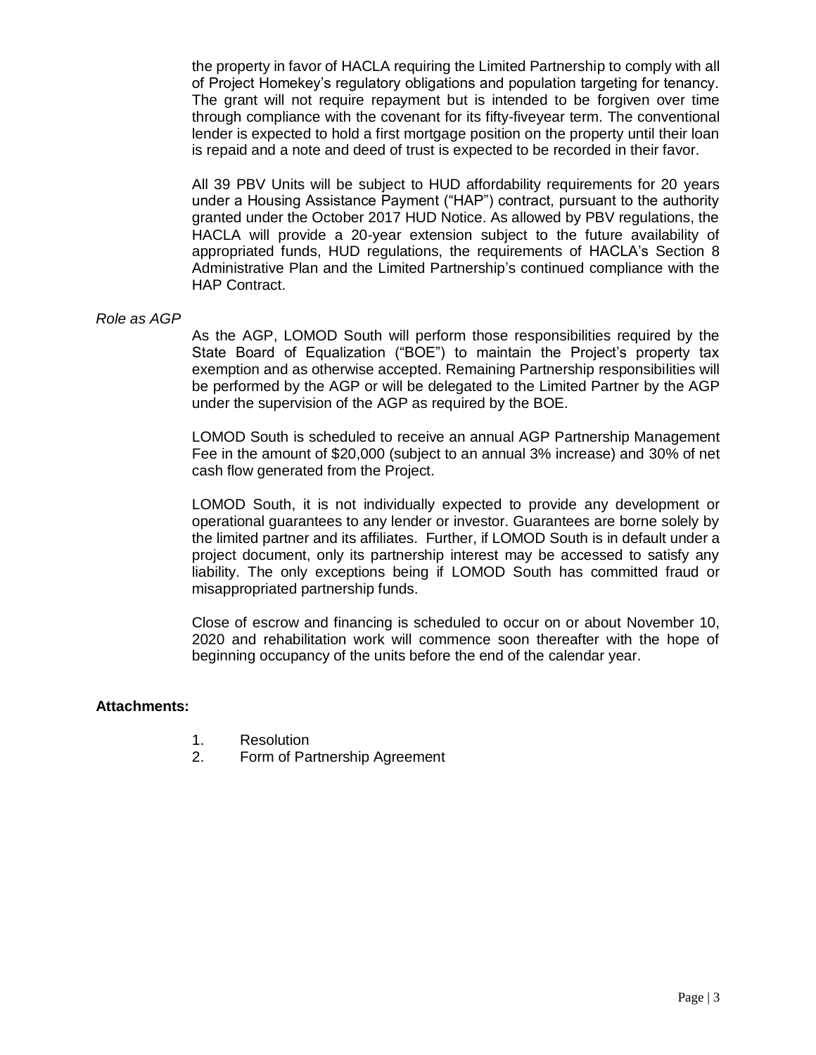the property in favor of HACLA requiring the Limited Partnership to comply with all of Project Homekey's regulatory obligations and population targeting for tenancy. The grant will not require repayment but is intended to be forgiven over time through compliance with the covenant for its fifty-fiveyear term. The conventional lender is expected to hold a first mortgage position on the property until their loan is repaid and a note and deed of trust is expected to be recorded in their favor.

All 39 PBV Units will be subject to HUD affordability requirements for 20 years under a Housing Assistance Payment ("HAP") contract, pursuant to the authority granted under the October 2017 HUD Notice. As allowed by PBV regulations, the HACLA will provide a 20-year extension subject to the future availability of appropriated funds, HUD regulations, the requirements of HACLA's Section 8 Administrative Plan and the Limited Partnership's continued compliance with the HAP Contract.

*Role as AGP*

As the AGP, LOMOD South will perform those responsibilities required by the State Board of Equalization ("BOE") to maintain the Project's property tax exemption and as otherwise accepted. Remaining Partnership responsibilities will be performed by the AGP or will be delegated to the Limited Partner by the AGP under the supervision of the AGP as required by the BOE.

LOMOD South is scheduled to receive an annual AGP Partnership Management Fee in the amount of $20,000 (subject to an annual 3% increase) and 30% of net cash flow generated from the Project.

LOMOD South, it is not individually expected to provide any development or operational guarantees to any lender or investor. Guarantees are borne solely by the limited partner and its affiliates. Further, if LOMOD South is in default under a project document, only its partnership interest may be accessed to satisfy any liability. The only exceptions being if LOMOD South has committed fraud or misappropriated partnership funds.

Close of escrow and financing is scheduled to occur on or about November 10, 2020 and rehabilitation work will commence soon thereafter with the hope of beginning occupancy of the units before the end of the calendar year.

**Attachments:**

1. Resolution
2. Form of Partnership Agreement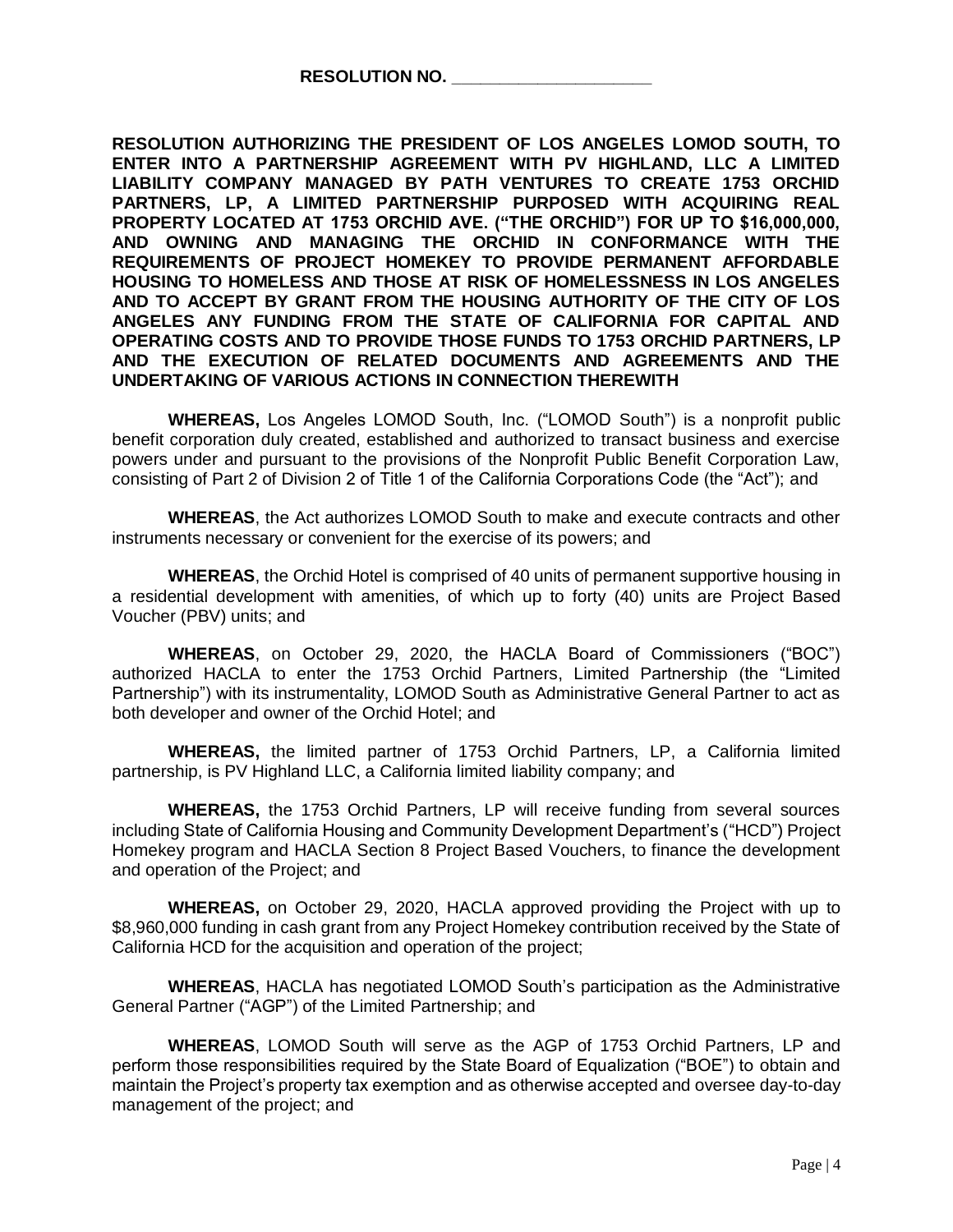**RESOLUTION NO. \_\_\_\_\_\_\_\_\_\_\_\_\_\_\_\_\_\_\_\_\_**

**RESOLUTION AUTHORIZING THE PRESIDENT OF LOS ANGELES LOMOD SOUTH, TO ENTER INTO A PARTNERSHIP AGREEMENT WITH PV HIGHLAND, LLC A LIMITED LIABILITY COMPANY MANAGED BY PATH VENTURES TO CREATE 1753 ORCHID PARTNERS, LP, A LIMITED PARTNERSHIP PURPOSED WITH ACQUIRING REAL PROPERTY LOCATED AT 1753 ORCHID AVE. ("THE ORCHID") FOR UP TO $16,000,000, AND OWNING AND MANAGING THE ORCHID IN CONFORMANCE WITH THE REQUIREMENTS OF PROJECT HOMEKEY TO PROVIDE PERMANENT AFFORDABLE HOUSING TO HOMELESS AND THOSE AT RISK OF HOMELESSNESS IN LOS ANGELES AND TO ACCEPT BY GRANT FROM THE HOUSING AUTHORITY OF THE CITY OF LOS ANGELES ANY FUNDING FROM THE STATE OF CALIFORNIA FOR CAPITAL AND OPERATING COSTS AND TO PROVIDE THOSE FUNDS TO 1753 ORCHID PARTNERS, LP AND THE EXECUTION OF RELATED DOCUMENTS AND AGREEMENTS AND THE UNDERTAKING OF VARIOUS ACTIONS IN CONNECTION THEREWITH**

**WHEREAS,** Los Angeles LOMOD South, Inc. ("LOMOD South") is a nonprofit public benefit corporation duly created, established and authorized to transact business and exercise powers under and pursuant to the provisions of the Nonprofit Public Benefit Corporation Law, consisting of Part 2 of Division 2 of Title 1 of the California Corporations Code (the "Act"); and

**WHEREAS**, the Act authorizes LOMOD South to make and execute contracts and other instruments necessary or convenient for the exercise of its powers; and

**WHEREAS**, the Orchid Hotel is comprised of 40 units of permanent supportive housing in a residential development with amenities, of which up to forty (40) units are Project Based Voucher (PBV) units; and

**WHEREAS**, on October 29, 2020, the HACLA Board of Commissioners ("BOC") authorized HACLA to enter the 1753 Orchid Partners, Limited Partnership (the "Limited Partnership") with its instrumentality, LOMOD South as Administrative General Partner to act as both developer and owner of the Orchid Hotel; and

**WHEREAS,** the limited partner of 1753 Orchid Partners, LP, a California limited partnership, is PV Highland LLC, a California limited liability company; and

**WHEREAS,** the 1753 Orchid Partners, LP will receive funding from several sources including State of California Housing and Community Development Department's ("HCD") Project Homekey program and HACLA Section 8 Project Based Vouchers, to finance the development and operation of the Project; and

**WHEREAS,** on October 29, 2020, HACLA approved providing the Project with up to $8,960,000 funding in cash grant from any Project Homekey contribution received by the State of California HCD for the acquisition and operation of the project;

**WHEREAS**, HACLA has negotiated LOMOD South's participation as the Administrative General Partner ("AGP") of the Limited Partnership; and

**WHEREAS**, LOMOD South will serve as the AGP of 1753 Orchid Partners, LP and perform those responsibilities required by the State Board of Equalization ("BOE") to obtain and maintain the Project's property tax exemption and as otherwise accepted and oversee day-to-day management of the project; and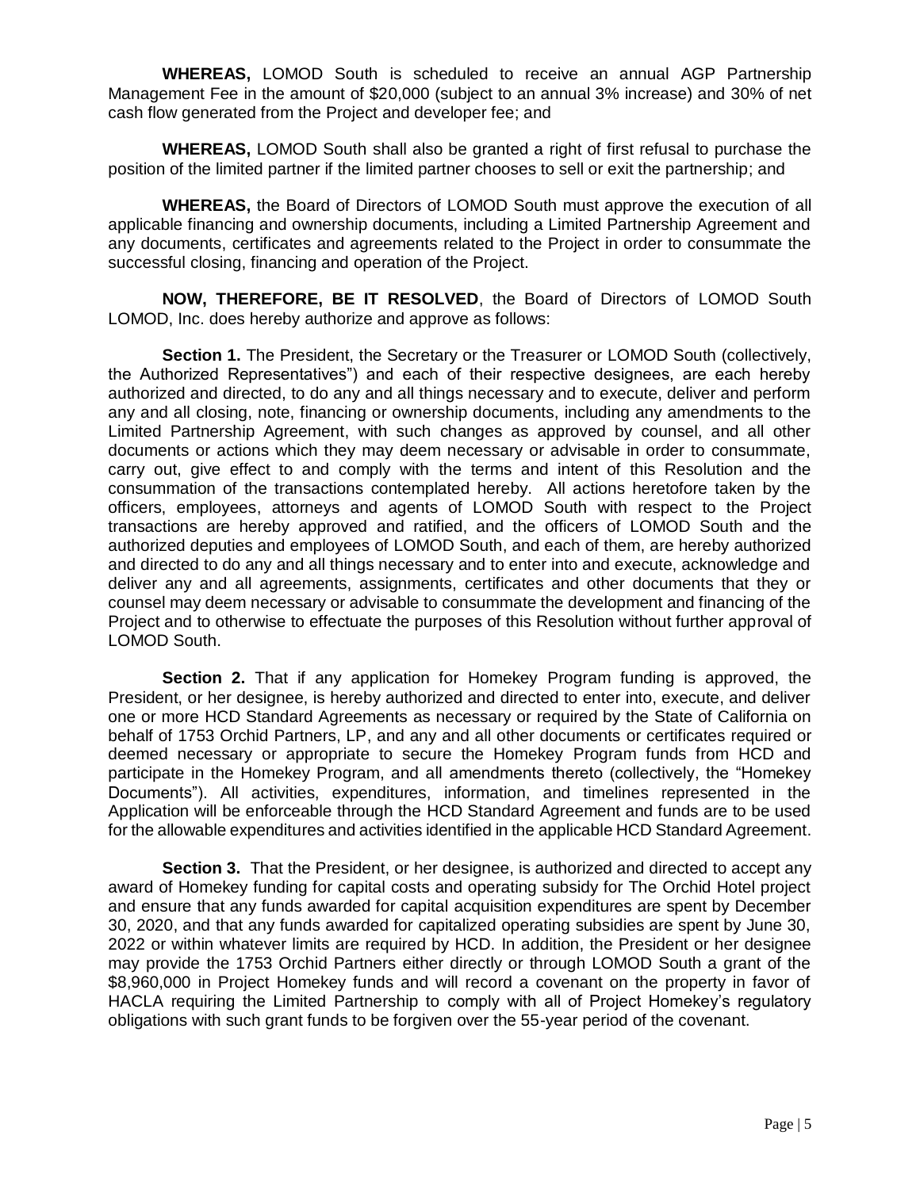**WHEREAS,** LOMOD South is scheduled to receive an annual AGP Partnership Management Fee in the amount of $20,000 (subject to an annual 3% increase) and 30% of net cash flow generated from the Project and developer fee; and

**WHEREAS,** LOMOD South shall also be granted a right of first refusal to purchase the position of the limited partner if the limited partner chooses to sell or exit the partnership; and

**WHEREAS,** the Board of Directors of LOMOD South must approve the execution of all applicable financing and ownership documents, including a Limited Partnership Agreement and any documents, certificates and agreements related to the Project in order to consummate the successful closing, financing and operation of the Project.

**NOW, THEREFORE, BE IT RESOLVED**, the Board of Directors of LOMOD South LOMOD, Inc. does hereby authorize and approve as follows:

**Section 1.** The President, the Secretary or the Treasurer or LOMOD South (collectively, the Authorized Representatives") and each of their respective designees, are each hereby authorized and directed, to do any and all things necessary and to execute, deliver and perform any and all closing, note, financing or ownership documents, including any amendments to the Limited Partnership Agreement, with such changes as approved by counsel, and all other documents or actions which they may deem necessary or advisable in order to consummate, carry out, give effect to and comply with the terms and intent of this Resolution and the consummation of the transactions contemplated hereby. All actions heretofore taken by the officers, employees, attorneys and agents of LOMOD South with respect to the Project transactions are hereby approved and ratified, and the officers of LOMOD South and the authorized deputies and employees of LOMOD South, and each of them, are hereby authorized and directed to do any and all things necessary and to enter into and execute, acknowledge and deliver any and all agreements, assignments, certificates and other documents that they or counsel may deem necessary or advisable to consummate the development and financing of the Project and to otherwise to effectuate the purposes of this Resolution without further approval of LOMOD South.

**Section 2.** That if any application for Homekey Program funding is approved, the President, or her designee, is hereby authorized and directed to enter into, execute, and deliver one or more HCD Standard Agreements as necessary or required by the State of California on behalf of 1753 Orchid Partners, LP, and any and all other documents or certificates required or deemed necessary or appropriate to secure the Homekey Program funds from HCD and participate in the Homekey Program, and all amendments thereto (collectively, the "Homekey Documents"). All activities, expenditures, information, and timelines represented in the Application will be enforceable through the HCD Standard Agreement and funds are to be used for the allowable expenditures and activities identified in the applicable HCD Standard Agreement.

**Section 3.** That the President, or her designee, is authorized and directed to accept any award of Homekey funding for capital costs and operating subsidy for The Orchid Hotel project and ensure that any funds awarded for capital acquisition expenditures are spent by December 30, 2020, and that any funds awarded for capitalized operating subsidies are spent by June 30, 2022 or within whatever limits are required by HCD. In addition, the President or her designee may provide the 1753 Orchid Partners either directly or through LOMOD South a grant of the $8,960,000 in Project Homekey funds and will record a covenant on the property in favor of HACLA requiring the Limited Partnership to comply with all of Project Homekey's regulatory obligations with such grant funds to be forgiven over the 55-year period of the covenant.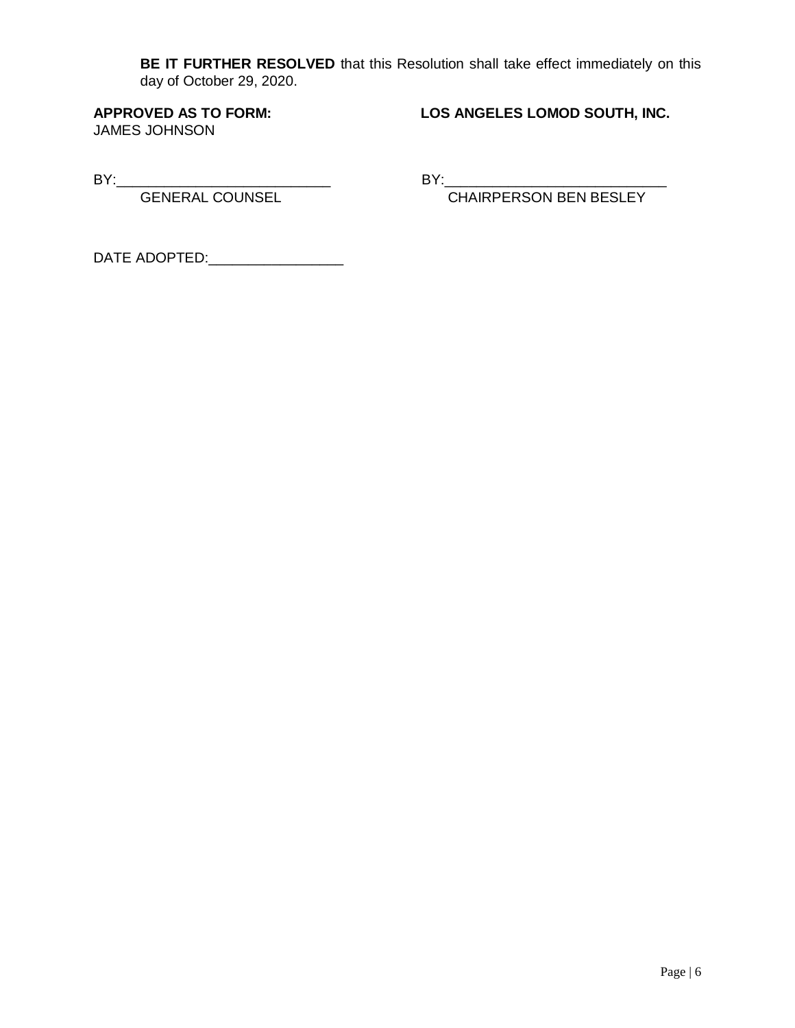**BE IT FURTHER RESOLVED** that this Resolution shall take effect immediately on this day of October 29, 2020.

**APPROVED AS TO FORM:**
JAMES JOHNSON

BY:___________________________
GENERAL COUNSEL

**LOS ANGELES LOMOD SOUTH, INC.**

BY:____________________________
CHAIRPERSON BEN BESLEY

DATE ADOPTED:_________________